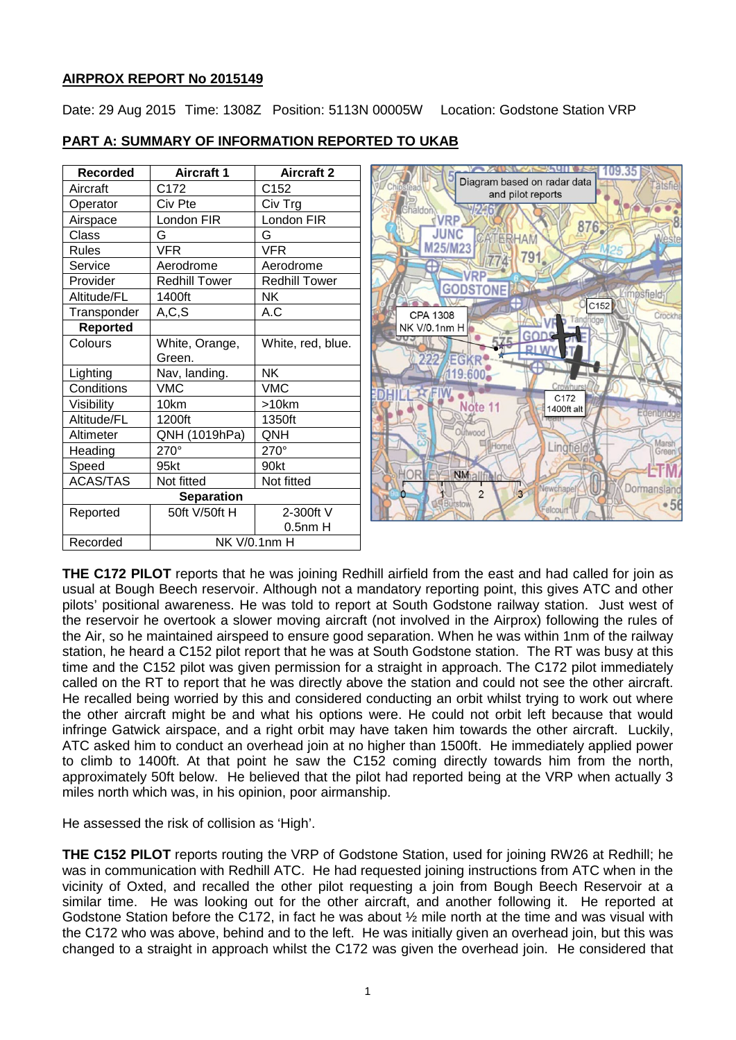## AIRPROX REPORT No 2015149

Date: 29 Aug 2015 Time: 1308Z Position: 5113N 00005W Location: Godstone Station VRP

## PART A: SUMMARY OF INFORMATION REPORTED TO UKAB

| Recorded | Aircraft 1 | Aircraft 2 |
|---|---|---|
| Aircraft | C172 | C152 |
| Operator | Civ Pte | Civ Trg |
| Airspace | London FIR | London FIR |
| Class | G | G |
| Rules | VFR | VFR |
| Service | Aerodrome | Aerodrome |
| Provider | Redhill Tower | Redhill Tower |
| Altitude/FL | 1400ft | NK |
| Transponder | A,C,S | A.C |
| **Reported** | | |
| Colours | White, Orange, Green. | White, red, blue. |
| Lighting | Nav, landing. | NK |
| Conditions | VMC | VMC |
| Visibility | 10km | >10km |
| Altitude/FL | 1200ft | 1350ft |
| Altimeter | QNH (1019hPa) | QNH |
| Heading | 270° | 270° |
| Speed | 95kt | 90kt |
| ACAS/TAS | Not fitted | Not fitted |
| **Separation** | | |
| Reported | 50ft V/50ft H | 2-300ft V 0.5nm H |
| Recorded | NK V/0.1nm H | |

Diagram based on radar data and pilot reports

**THE C172 PILOT** reports that he was joining Redhill airfield from the east and had called for join as usual at Bough Beech reservoir. Although not a mandatory reporting point, this gives ATC and other pilots' positional awareness. He was told to report at South Godstone railway station. Just west of the reservoir he overtook a slower moving aircraft (not involved in the Airprox) following the rules of the Air, so he maintained airspeed to ensure good separation. When he was within 1nm of the railway station, he heard a C152 pilot report that he was at South Godstone station. The RT was busy at this time and the C152 pilot was given permission for a straight in approach. The C172 pilot immediately called on the RT to report that he was directly above the station and could not see the other aircraft. He recalled being worried by this and considered conducting an orbit whilst trying to work out where the other aircraft might be and what his options were. He could not orbit left because that would infringe Gatwick airspace, and a right orbit may have taken him towards the other aircraft. Luckily, ATC asked him to conduct an overhead join at no higher than 1500ft. He immediately applied power to climb to 1400ft. At that point he saw the C152 coming directly towards him from the north, approximately 50ft below. He believed that the pilot had reported being at the VRP when actually 3 miles north which was, in his opinion, poor airmanship.

He assessed the risk of collision as 'High'.

**THE C152 PILOT** reports routing the VRP of Godstone Station, used for joining RW26 at Redhill; he was in communication with Redhill ATC. He had requested joining instructions from ATC when in the vicinity of Oxted, and recalled the other pilot requesting a join from Bough Beech Reservoir at a similar time. He was looking out for the other aircraft, and another following it. He reported at Godstone Station before the C172, in fact he was about ½ mile north at the time and was visual with the C172 who was above, behind and to the left. He was initially given an overhead join, but this was changed to a straight in approach whilst the C172 was given the overhead join. He considered that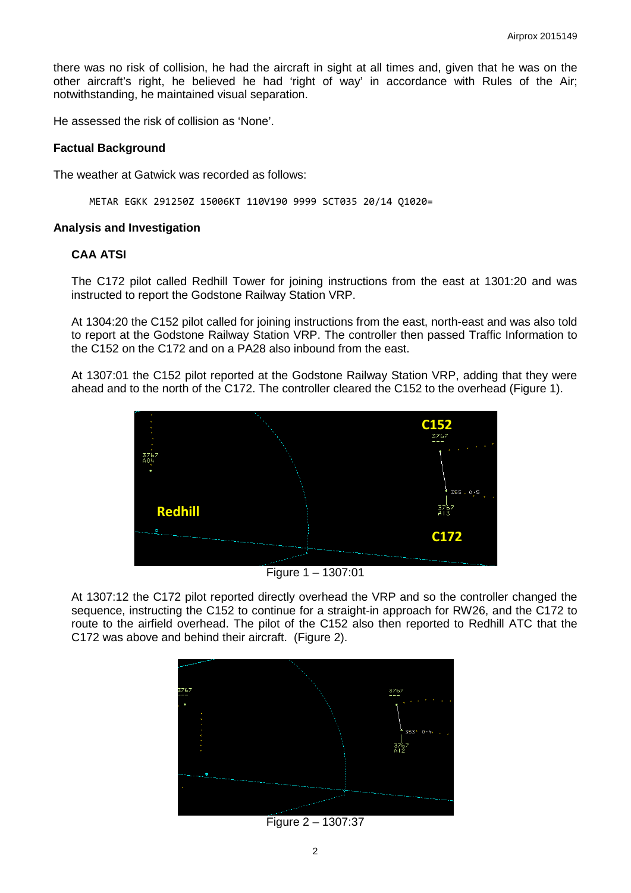there was no risk of collision, he had the aircraft in sight at all times and, given that he was on the other aircraft's right, he believed he had 'right of way' in accordance with Rules of the Air; notwithstanding, he maintained visual separation.

He assessed the risk of collision as 'None'.

### Factual Background

The weather at Gatwick was recorded as follows:

```
METAR EGKK 291250Z 15006KT 110V190 9999 SCT035 20/14 Q1020=
```

### Analysis and Investigation

#### CAA ATSI

The C172 pilot called Redhill Tower for joining instructions from the east at 1301:20 and was instructed to report the Godstone Railway Station VRP.

At 1304:20 the C152 pilot called for joining instructions from the east, north-east and was also told to report at the Godstone Railway Station VRP. The controller then passed Traffic Information to the C152 on the C172 and on a PA28 also inbound from the east.

At 1307:01 the C152 pilot reported at the Godstone Railway Station VRP, adding that they were ahead and to the north of the C172. The controller cleared the C152 to the overhead (Figure 1).

Figure 1 – 1307:01

At 1307:12 the C172 pilot reported directly overhead the VRP and so the controller changed the sequence, instructing the C152 to continue for a straight-in approach for RW26, and the C172 to route to the airfield overhead. The pilot of the C152 also then reported to Redhill ATC that the C172 was above and behind their aircraft. (Figure 2).

Figure 2 – 1307:37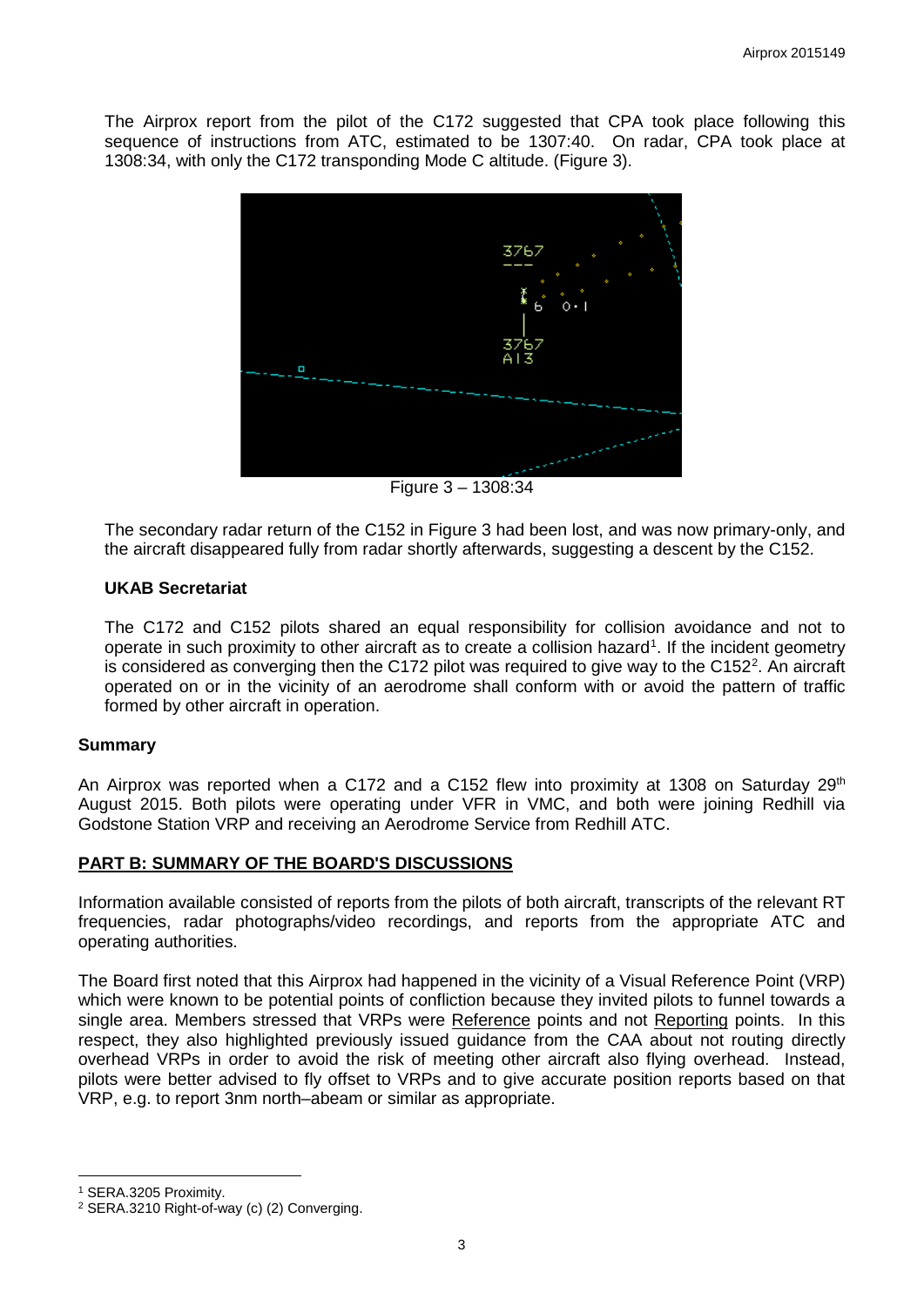The Airprox report from the pilot of the C172 suggested that CPA took place following this sequence of instructions from ATC, estimated to be 1307:40. On radar, CPA took place at 1308:34, with only the C172 transponding Mode C altitude. (Figure 3).

Figure 3 – 1308:34

The secondary radar return of the C152 in Figure 3 had been lost, and was now primary-only, and the aircraft disappeared fully from radar shortly afterwards, suggesting a descent by the C152.

### UKAB Secretariat

The C172 and C152 pilots shared an equal responsibility for collision avoidance and not to operate in such proximity to other aircraft as to create a collision hazard[1]. If the incident geometry is considered as converging then the C172 pilot was required to give way to the C152[2]. An aircraft operated on or in the vicinity of an aerodrome shall conform with or avoid the pattern of traffic formed by other aircraft in operation.

### Summary

An Airprox was reported when a C172 and a C152 flew into proximity at 1308 on Saturday 29th August 2015. Both pilots were operating under VFR in VMC, and both were joining Redhill via Godstone Station VRP and receiving an Aerodrome Service from Redhill ATC.

## PART B: SUMMARY OF THE BOARD'S DISCUSSIONS

Information available consisted of reports from the pilots of both aircraft, transcripts of the relevant RT frequencies, radar photographs/video recordings, and reports from the appropriate ATC and operating authorities.

The Board first noted that this Airprox had happened in the vicinity of a Visual Reference Point (VRP) which were known to be potential points of confliction because they invited pilots to funnel towards a single area. Members stressed that VRPs were Reference points and not Reporting points. In this respect, they also highlighted previously issued guidance from the CAA about not routing directly overhead VRPs in order to avoid the risk of meeting other aircraft also flying overhead. Instead, pilots were better advised to fly offset to VRPs and to give accurate position reports based on that VRP, e.g. to report 3nm north–abeam or similar as appropriate.

[1] SERA.3205 Proximity.

[2] SERA.3210 Right-of-way (c) (2) Converging.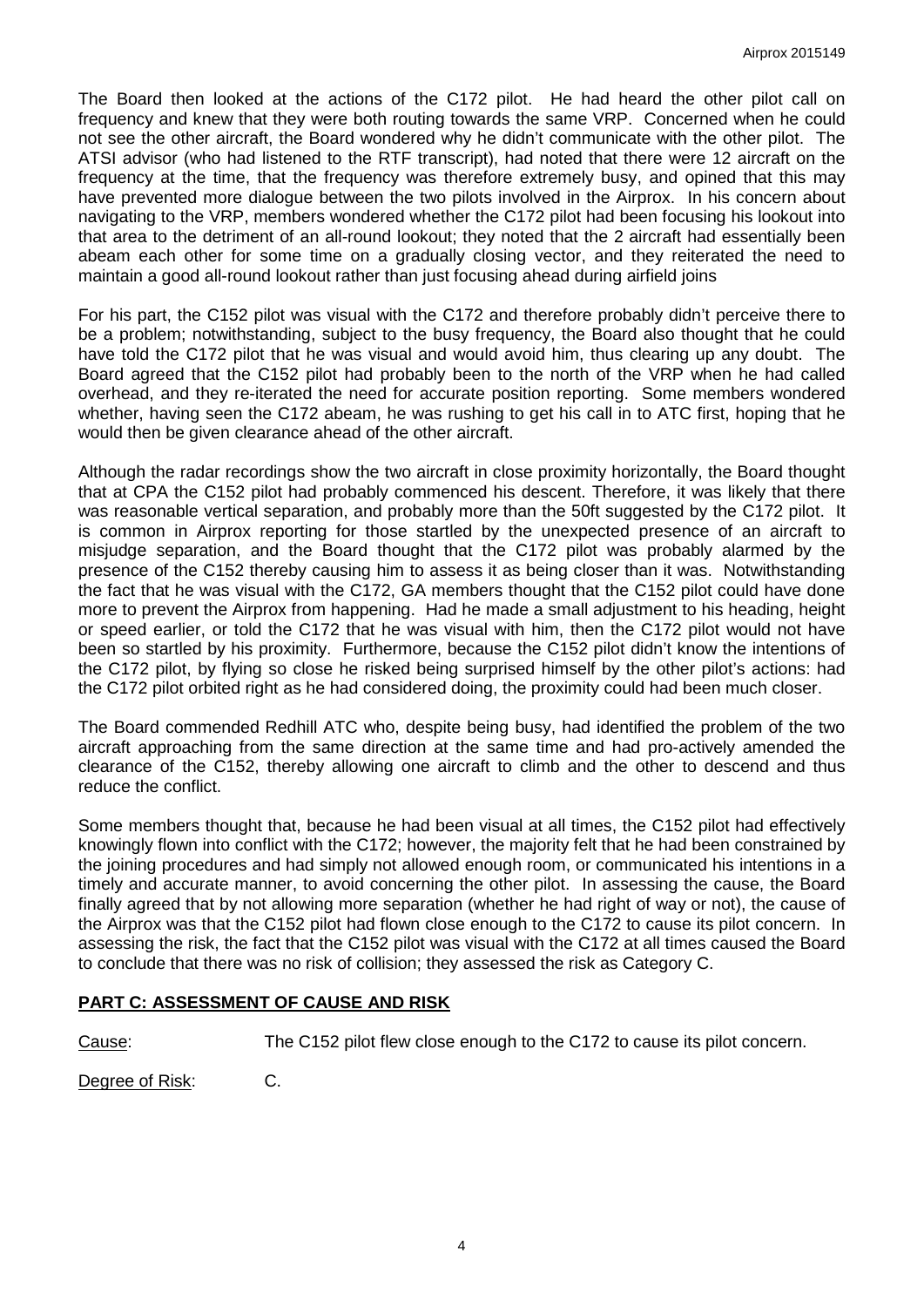The Board then looked at the actions of the C172 pilot. He had heard the other pilot call on frequency and knew that they were both routing towards the same VRP. Concerned when he could not see the other aircraft, the Board wondered why he didn't communicate with the other pilot. The ATSI advisor (who had listened to the RTF transcript), had noted that there were 12 aircraft on the frequency at the time, that the frequency was therefore extremely busy, and opined that this may have prevented more dialogue between the two pilots involved in the Airprox. In his concern about navigating to the VRP, members wondered whether the C172 pilot had been focusing his lookout into that area to the detriment of an all-round lookout; they noted that the 2 aircraft had essentially been abeam each other for some time on a gradually closing vector, and they reiterated the need to maintain a good all-round lookout rather than just focusing ahead during airfield joins

For his part, the C152 pilot was visual with the C172 and therefore probably didn't perceive there to be a problem; notwithstanding, subject to the busy frequency, the Board also thought that he could have told the C172 pilot that he was visual and would avoid him, thus clearing up any doubt. The Board agreed that the C152 pilot had probably been to the north of the VRP when he had called overhead, and they re-iterated the need for accurate position reporting. Some members wondered whether, having seen the C172 abeam, he was rushing to get his call in to ATC first, hoping that he would then be given clearance ahead of the other aircraft.

Although the radar recordings show the two aircraft in close proximity horizontally, the Board thought that at CPA the C152 pilot had probably commenced his descent. Therefore, it was likely that there was reasonable vertical separation, and probably more than the 50ft suggested by the C172 pilot. It is common in Airprox reporting for those startled by the unexpected presence of an aircraft to misjudge separation, and the Board thought that the C172 pilot was probably alarmed by the presence of the C152 thereby causing him to assess it as being closer than it was. Notwithstanding the fact that he was visual with the C172, GA members thought that the C152 pilot could have done more to prevent the Airprox from happening. Had he made a small adjustment to his heading, height or speed earlier, or told the C172 that he was visual with him, then the C172 pilot would not have been so startled by his proximity. Furthermore, because the C152 pilot didn't know the intentions of the C172 pilot, by flying so close he risked being surprised himself by the other pilot's actions: had the C172 pilot orbited right as he had considered doing, the proximity could had been much closer.

The Board commended Redhill ATC who, despite being busy, had identified the problem of the two aircraft approaching from the same direction at the same time and had pro-actively amended the clearance of the C152, thereby allowing one aircraft to climb and the other to descend and thus reduce the conflict.

Some members thought that, because he had been visual at all times, the C152 pilot had effectively knowingly flown into conflict with the C172; however, the majority felt that he had been constrained by the joining procedures and had simply not allowed enough room, or communicated his intentions in a timely and accurate manner, to avoid concerning the other pilot. In assessing the cause, the Board finally agreed that by not allowing more separation (whether he had right of way or not), the cause of the Airprox was that the C152 pilot had flown close enough to the C172 to cause its pilot concern. In assessing the risk, the fact that the C152 pilot was visual with the C172 at all times caused the Board to conclude that there was no risk of collision; they assessed the risk as Category C.

## PART C: ASSESSMENT OF CAUSE AND RISK

Cause: The C152 pilot flew close enough to the C172 to cause its pilot concern.

Degree of Risk: C.